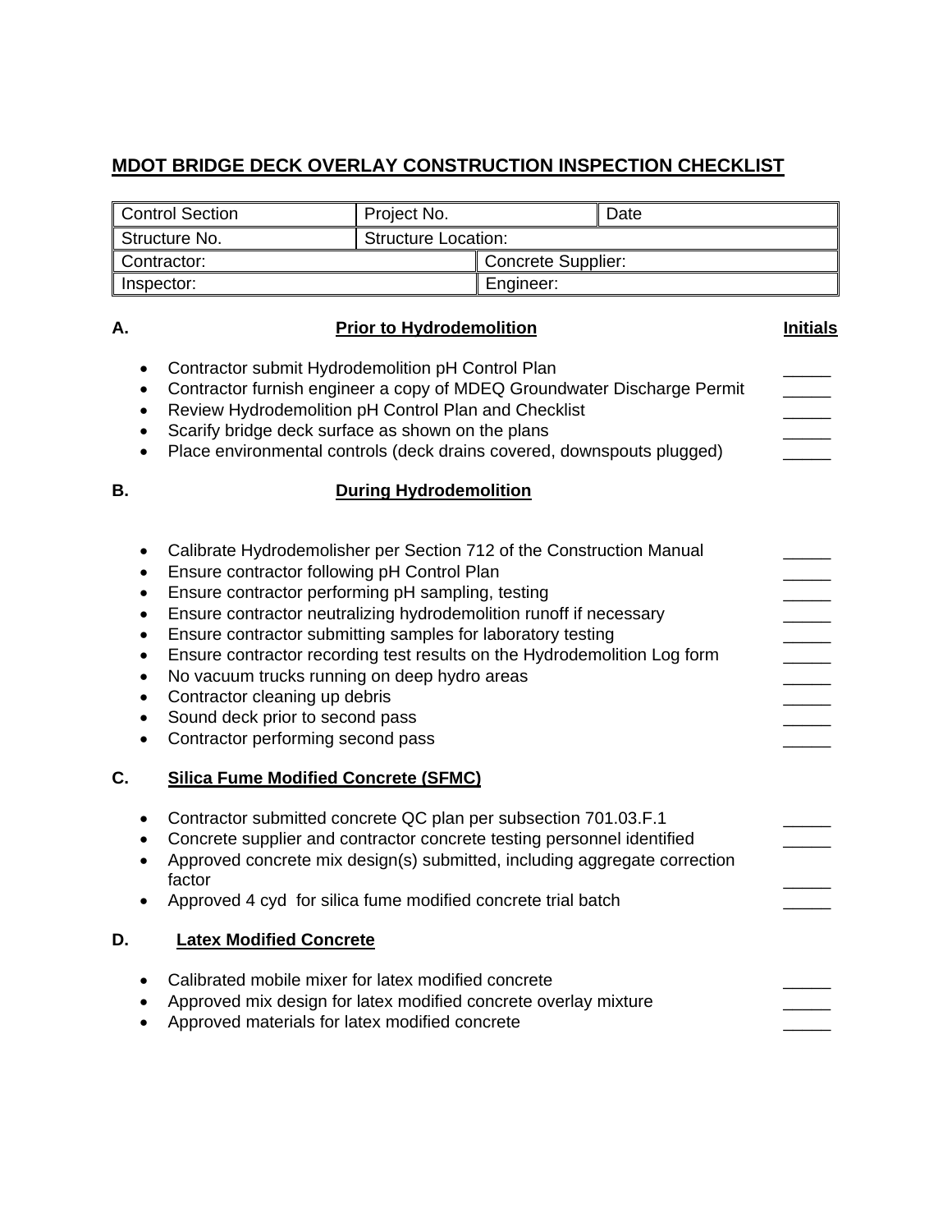# MDOT BRIDGE DECK OVERLAY CONSTRUCTION INSPECTION CHECKLIST

| Control Section | Project No. | | Date |
|---|---|---|---|
| Structure No. | Structure Location: | | |
| Contractor: | | Concrete Supplier: | |
| Inspector: | | Engineer: | |

## A. Prior to Hydrodemolition — Initials

- Contractor submit Hydrodemolition pH Control Plan _____
- Contractor furnish engineer a copy of MDEQ Groundwater Discharge Permit _____
- Review Hydrodemolition pH Control Plan and Checklist _____
- Scarify bridge deck surface as shown on the plans _____
- Place environmental controls (deck drains covered, downspouts plugged) _____

## B. During Hydrodemolition

- Calibrate Hydrodemolisher per Section 712 of the Construction Manual _____
- Ensure contractor following pH Control Plan _____
- Ensure contractor performing pH sampling, testing _____
- Ensure contractor neutralizing hydrodemolition runoff if necessary _____
- Ensure contractor submitting samples for laboratory testing _____
- Ensure contractor recording test results on the Hydrodemolition Log form _____
- No vacuum trucks running on deep hydro areas _____
- Contractor cleaning up debris _____
- Sound deck prior to second pass _____
- Contractor performing second pass _____

## C. Silica Fume Modified Concrete (SFMC)

- Contractor submitted concrete QC plan per subsection 701.03.F.1 _____
- Concrete supplier and contractor concrete testing personnel identified _____
- Approved concrete mix design(s) submitted, including aggregate correction factor _____
- Approved 4 cyd for silica fume modified concrete trial batch _____

## D. Latex Modified Concrete

- Calibrated mobile mixer for latex modified concrete _____
- Approved mix design for latex modified concrete overlay mixture _____
- Approved materials for latex modified concrete _____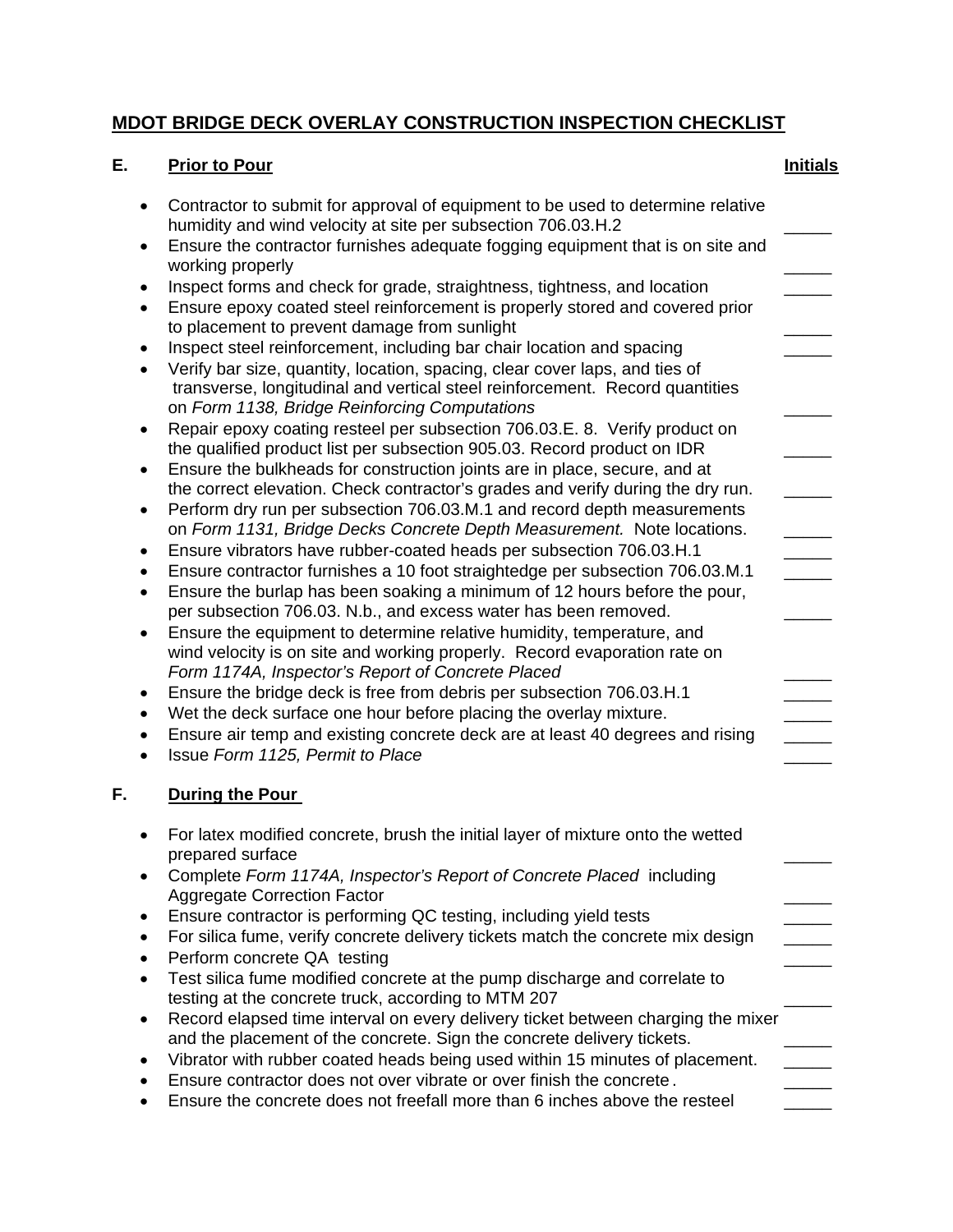## MDOT BRIDGE DECK OVERLAY CONSTRUCTION INSPECTION CHECKLIST

### E. Prior to Pour — Initials

- Contractor to submit for approval of equipment to be used to determine relative humidity and wind velocity at site per subsection 706.03.H.2 _____
- Ensure the contractor furnishes adequate fogging equipment that is on site and working properly _____
- Inspect forms and check for grade, straightness, tightness, and location _____
- Ensure epoxy coated steel reinforcement is properly stored and covered prior to placement to prevent damage from sunlight _____
- Inspect steel reinforcement, including bar chair location and spacing _____
- Verify bar size, quantity, location, spacing, clear cover laps, and ties of transverse, longitudinal and vertical steel reinforcement. Record quantities on *Form 1138, Bridge Reinforcing Computations* _____
- Repair epoxy coating resteel per subsection 706.03.E. 8. Verify product on the qualified product list per subsection 905.03. Record product on IDR _____
- Ensure the bulkheads for construction joints are in place, secure, and at the correct elevation. Check contractor's grades and verify during the dry run. _____
- Perform dry run per subsection 706.03.M.1 and record depth measurements on *Form 1131, Bridge Decks Concrete Depth Measurement.* Note locations. _____
- Ensure vibrators have rubber-coated heads per subsection 706.03.H.1 _____
- Ensure contractor furnishes a 10 foot straightedge per subsection 706.03.M.1 _____
- Ensure the burlap has been soaking a minimum of 12 hours before the pour, per subsection 706.03. N.b., and excess water has been removed. _____
- Ensure the equipment to determine relative humidity, temperature, and wind velocity is on site and working properly. Record evaporation rate on *Form 1174A, Inspector's Report of Concrete Placed* _____
- Ensure the bridge deck is free from debris per subsection 706.03.H.1 _____
- Wet the deck surface one hour before placing the overlay mixture. _____
- Ensure air temp and existing concrete deck are at least 40 degrees and rising _____
- Issue *Form 1125, Permit to Place* _____

### F. During the Pour

- For latex modified concrete, brush the initial layer of mixture onto the wetted prepared surface _____
- Complete *Form 1174A, Inspector's Report of Concrete Placed* including Aggregate Correction Factor _____
- Ensure contractor is performing QC testing, including yield tests _____
- For silica fume, verify concrete delivery tickets match the concrete mix design _____
- Perform concrete QA testing _____
- Test silica fume modified concrete at the pump discharge and correlate to testing at the concrete truck, according to MTM 207 _____
- Record elapsed time interval on every delivery ticket between charging the mixer and the placement of the concrete. Sign the concrete delivery tickets. _____
- Vibrator with rubber coated heads being used within 15 minutes of placement. _____
- Ensure contractor does not over vibrate or over finish the concrete. _____
- Ensure the concrete does not freefall more than 6 inches above the resteel _____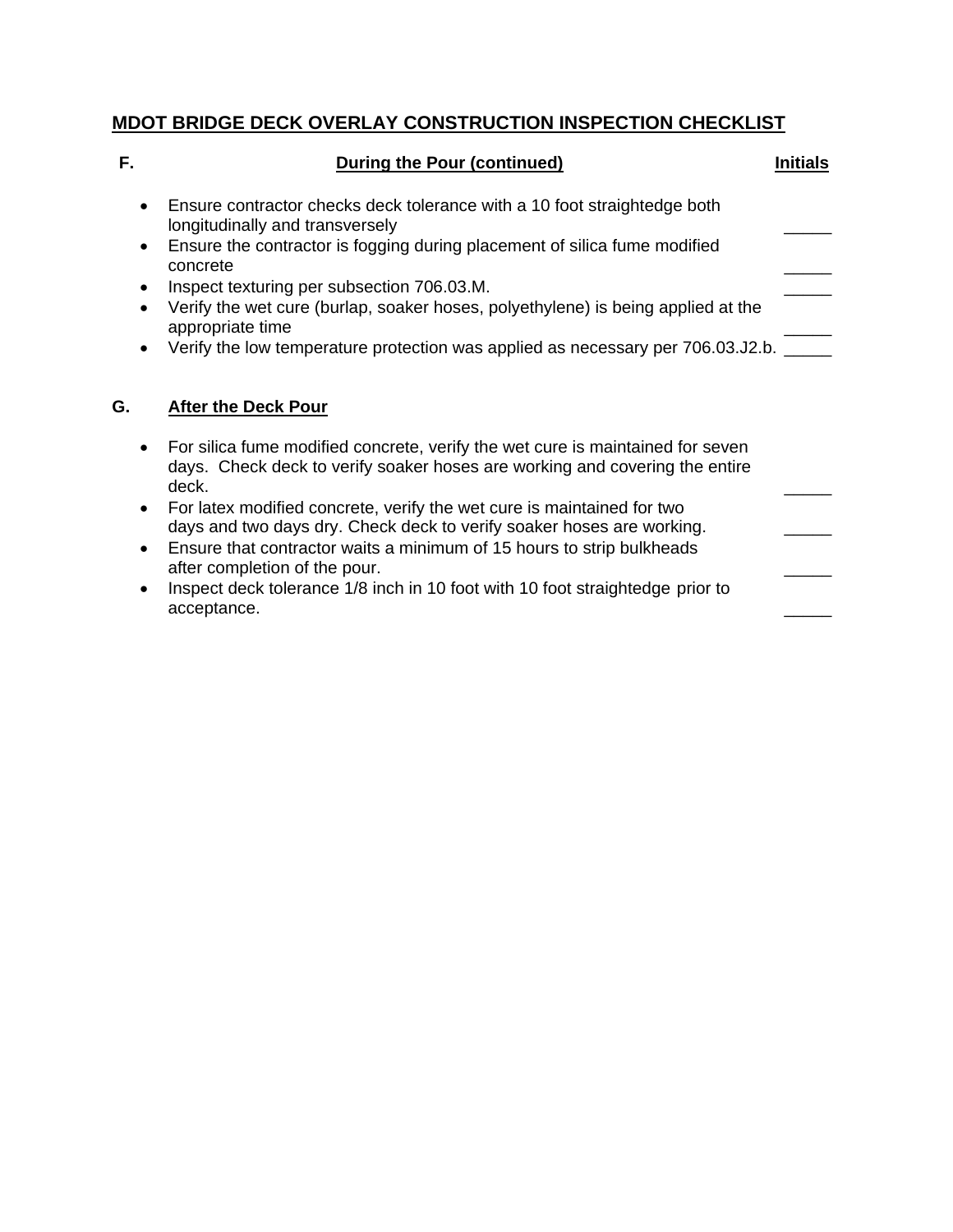## MDOT BRIDGE DECK OVERLAY CONSTRUCTION INSPECTION CHECKLIST

### F. During the Pour (continued) — Initials

- Ensure contractor checks deck tolerance with a 10 foot straightedge both longitudinally and transversely _____
- Ensure the contractor is fogging during placement of silica fume modified concrete _____
- Inspect texturing per subsection 706.03.M. _____
- Verify the wet cure (burlap, soaker hoses, polyethylene) is being applied at the appropriate time _____
- Verify the low temperature protection was applied as necessary per 706.03.J2.b. _____

### G. After the Deck Pour

- For silica fume modified concrete, verify the wet cure is maintained for seven days. Check deck to verify soaker hoses are working and covering the entire deck. _____
- For latex modified concrete, verify the wet cure is maintained for two days and two days dry. Check deck to verify soaker hoses are working. _____
- Ensure that contractor waits a minimum of 15 hours to strip bulkheads after completion of the pour. _____
- Inspect deck tolerance 1/8 inch in 10 foot with 10 foot straightedge prior to acceptance. _____